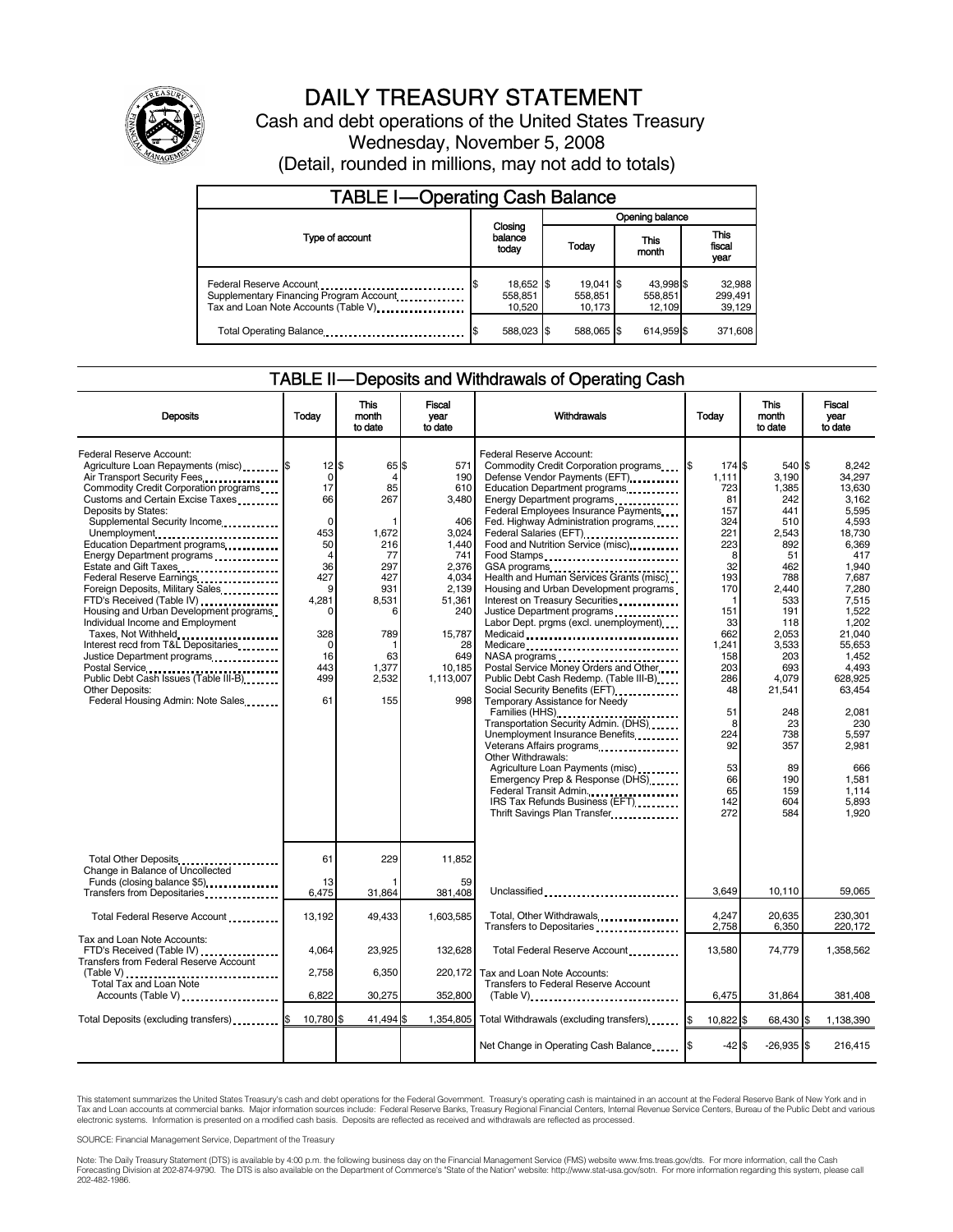# DAILY TREASURY STATEMENT

Cash and debt operations of the United States Treasury

Wednesday, November 5, 2008

(Detail, rounded in millions, may not add to totals)

## TABLE I—Operating Cash Balance

| Type of account | Closing balance today | Opening balance Today | Opening balance This month | Opening balance This fiscal year |
|---|---|---|---|---|
| Federal Reserve Account | $ 18,652 | $ 19,041 | $ 43,998 | $ 32,988 |
| Supplementary Financing Program Account | 558,851 | 558,851 | 558,851 | 299,491 |
| Tax and Loan Note Accounts (Table V) | 10,520 | 10,173 | 12,109 | 39,129 |
| Total Operating Balance | $ 588,023 | $ 588,065 | $ 614,959 | $ 371,608 |

## TABLE II—Deposits and Withdrawals of Operating Cash

| Deposits | Today | This month to date | Fiscal year to date |
|---|---|---|---|
| Federal Reserve Account: | | | |
| Agriculture Loan Repayments (misc) | $ 12 | $ 65 | $ 571 |
| Air Transport Security Fees | 0 | 4 | 190 |
| Commodity Credit Corporation programs | 17 | 85 | 610 |
| Customs and Certain Excise Taxes | 66 | 267 | 3,480 |
| Deposits by States: | | | |
| Supplemental Security Income | 0 | 1 | 406 |
| Unemployment | 453 | 1,672 | 3,024 |
| Education Department programs | 50 | 216 | 1,440 |
| Energy Department programs | 4 | 77 | 741 |
| Estate and Gift Taxes | 36 | 297 | 2,376 |
| Federal Reserve Earnings | 427 | 427 | 4,034 |
| Foreign Deposits, Military Sales | 9 | 931 | 2,139 |
| FTD's Received (Table IV) | 4,281 | 8,531 | 51,361 |
| Housing and Urban Development programs | 0 | 6 | 240 |
| Individual Income and Employment Taxes, Not Withheld | 328 | 789 | 15,787 |
| Interest recd from T&L Depositaries | 0 | 1 | 28 |
| Justice Department programs | 16 | 63 | 649 |
| Postal Service | 443 | 1,377 | 10,185 |
| Public Debt Cash Issues (Table III-B) | 499 | 2,532 | 1,113,007 |
| Other Deposits: | | | |
| Federal Housing Admin: Note Sales | 61 | 155 | 998 |
| Total Other Deposits | 61 | 229 | 11,852 |
| Change in Balance of Uncollected Funds (closing balance $5) | 13 | 1 | 59 |
| Transfers from Depositaries | 6,475 | 31,864 | 381,408 |
| Total Federal Reserve Account | 13,192 | 49,433 | 1,603,585 |
| Tax and Loan Note Accounts: | | | |
| FTD's Received (Table IV) | 4,064 | 23,925 | 132,628 |
| Transfers from Federal Reserve Account (Table V) | 2,758 | 6,350 | 220,172 |
| Total Tax and Loan Note Accounts (Table V) | 6,822 | 30,275 | 352,800 |
| Total Deposits (excluding transfers) | $ 10,780 | $ 41,494 | $ 1,354,805 |

| Withdrawals | Today | This month to date | Fiscal year to date |
|---|---|---|---|
| Federal Reserve Account: | | | |
| Commodity Credit Corporation programs | $ 174 | $ 540 | $ 8,242 |
| Defense Vendor Payments (EFT) | 1,111 | 3,190 | 34,297 |
| Education Department programs | 723 | 1,385 | 13,630 |
| Energy Department programs | 81 | 242 | 3,162 |
| Federal Employees Insurance Payments | 157 | 441 | 5,595 |
| Fed. Highway Administration programs | 324 | 510 | 4,593 |
| Federal Salaries (EFT) | 221 | 2,543 | 18,730 |
| Food and Nutrition Service (misc) | 223 | 892 | 6,369 |
| Food Stamps | 8 | 51 | 417 |
| GSA programs | 32 | 462 | 1,940 |
| Health and Human Services Grants (misc) | 193 | 788 | 7,687 |
| Housing and Urban Development programs | 170 | 2,440 | 7,280 |
| Interest on Treasury Securities | 1 | 533 | 7,515 |
| Justice Department programs | 151 | 191 | 1,522 |
| Labor Dept. prgms (excl. unemployment) | 33 | 118 | 1,202 |
| Medicaid | 662 | 2,053 | 21,040 |
| Medicare | 1,241 | 3,533 | 55,653 |
| NASA programs | 158 | 203 | 1,452 |
| Postal Service Money Orders and Other | 203 | 693 | 4,493 |
| Public Debt Cash Redemp. (Table III-B) | 286 | 4,079 | 628,925 |
| Social Security Benefits (EFT) | 48 | 21,541 | 63,454 |
| Temporary Assistance for Needy Families (HHS) | 51 | 248 | 2,081 |
| Transportation Security Admin. (DHS) | 8 | 23 | 230 |
| Unemployment Insurance Benefits | 224 | 738 | 5,597 |
| Veterans Affairs programs | 92 | 357 | 2,981 |
| Other Withdrawals: | | | |
| Agriculture Loan Payments (misc) | 53 | 89 | 666 |
| Emergency Prep & Response (DHS) | 66 | 190 | 1,581 |
| Federal Transit Admin. | 65 | 159 | 1,114 |
| IRS Tax Refunds Business (EFT) | 142 | 604 | 5,893 |
| Thrift Savings Plan Transfer | 272 | 584 | 1,920 |
| Unclassified | 3,649 | 10,110 | 59,065 |
| Total, Other Withdrawals | 4,247 | 20,635 | 230,301 |
| Transfers to Depositaries | 2,758 | 6,350 | 220,172 |
| Total Federal Reserve Account | 13,580 | 74,779 | 1,358,562 |
| Tax and Loan Note Accounts: | | | |
| Transfers to Federal Reserve Account (Table V) | 6,475 | 31,864 | 381,408 |
| Total Withdrawals (excluding transfers) | $ 10,822 | $ 68,430 | $ 1,138,390 |
| Net Change in Operating Cash Balance | $ -42 | $ -26,935 | $ 216,415 |

This statement summarizes the United States Treasury's cash and debt operations for the Federal Government. Treasury's operating cash is maintained in an account at the Federal Reserve Bank of New York and in Tax and Loan accounts at commercial banks. Major information sources include: Federal Reserve Banks, Treasury Regional Financial Centers, Internal Revenue Service Centers, Bureau of the Public Debt and various electronic systems. Information is presented on a modified cash basis. Deposits are reflected as received and withdrawals are reflected as processed.

SOURCE: Financial Management Service, Department of the Treasury

Note: The Daily Treasury Statement (DTS) is available by 4:00 p.m. the following business day on the Financial Management Service (FMS) website www.fms.treas.gov/dts. For more information, call the Cash Forecasting Division at 202-874-9790. The DTS is also available on the Department of Commerce's "State of the Nation" website: http://www.stat-usa.gov/sotn. For more information regarding this system, please call 202-482-1986.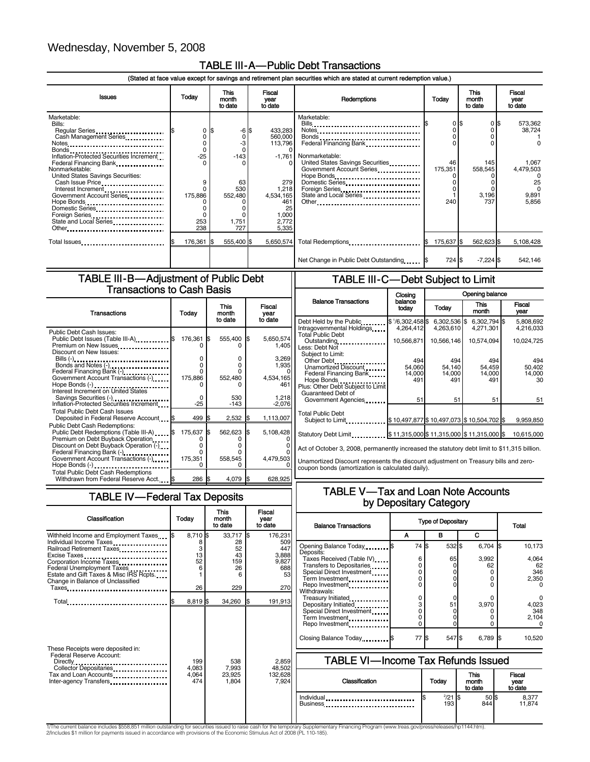Wednesday, November 5, 2008

## TABLE III-A—Public Debt Transactions

(Stated at face value except for savings and retirement plan securities which are stated at current redemption value.)

| Issues | Today | This month to date | Fiscal year to date |
|---|---|---|---|
| Marketable: | | | |
| Bills: | | | |
| Regular Series | $ 0 | $ -6 | $ 433,283 |
| Cash Management Series | 0 | 0 | 560,000 |
| Notes | 0 | -3 | 113,796 |
| Bonds | 0 | 0 | 0 |
| Inflation-Protected Securities Increment | -25 | -143 | -1,761 |
| Federal Financing Bank | 0 | 0 | 0 |
| Nonmarketable: | | | |
| United States Savings Securities: | | | |
| Cash Issue Price | 9 | 63 | 279 |
| Interest Increment | 0 | 530 | 1,218 |
| Government Account Series | 175,886 | 552,480 | 4,534,165 |
| Hope Bonds | 0 | 0 | 461 |
| Domestic Series | 0 | 0 | 25 |
| Foreign Series | 0 | 0 | 1,000 |
| State and Local Series | 253 | 1,751 | 2,772 |
| Other | 238 | 727 | 5,335 |
| Total Issues | $ 176,361 | $ 555,400 | $ 5,650,574 |

| Redemptions | Today | This month to date | Fiscal year to date |
|---|---|---|---|
| Marketable: | | | |
| Bills | $ 0 | $ 0 | $ 573,362 |
| Notes | 0 | 0 | 38,724 |
| Bonds | 0 | 0 | 1 |
| Federal Financing Bank | 0 | 0 | 0 |
| Nonmarketable: | | | |
| United States Savings Securities | 46 | 145 | 1,067 |
| Government Account Series | 175,351 | 558,545 | 4,479,503 |
| Hope Bonds | 0 | 0 | 0 |
| Domestic Series | 0 | 0 | 25 |
| Foreign Series | 0 | 0 | 0 |
| State and Local Series | 1 | 3,196 | 9,891 |
| Other | 240 | 737 | 5,856 |
| Total Redemptions | $ 175,637 | $ 562,623 | $ 5,108,428 |
| Net Change in Public Debt Outstanding | $ 724 | $ -7,224 | $ 542,146 |

## TABLE III-B—Adjustment of Public Debt Transactions to Cash Basis

| Transactions | Today | This month to date | Fiscal year to date |
|---|---|---|---|
| Public Debt Cash Issues: | | | |
| Public Debt Issues (Table III-A) | $ 176,361 | $ 555,400 | $ 5,650,574 |
| Premium on New Issues | 0 | 0 | 1,405 |
| Discount on New Issues: | | | |
| Bills (-) | 0 | 0 | 3,269 |
| Bonds and Notes (-) | 0 | 0 | 1,935 |
| Federal Financing Bank (-) | 0 | 0 | 0 |
| Government Account Transactions (-) | 175,886 | 552,480 | 4,534,165 |
| Hope Bonds (-) | 0 | 0 | 461 |
| Interest Increment on United States Savings Securities (-) | 0 | 530 | 1,218 |
| Inflation-Protected Securities Increment | -25 | -143 | -2,076 |
| Total Public Debt Cash Issues Deposited in Federal Reserve Account | $ 499 | $ 2,532 | $ 1,113,007 |
| Public Debt Cash Redemptions: | | | |
| Public Debt Redemptions (Table III-A) | $ 175,637 | $ 562,623 | $ 5,108,428 |
| Premium on Debt Buyback Operation | 0 | 0 | 0 |
| Discount on Debt Buyback Operation (-) | 0 | 0 | 0 |
| Federal Financing Bank (-) | 0 | 0 | 0 |
| Government Account Transactions (-) | 175,351 | 558,545 | 4,479,503 |
| Hope Bonds (-) | 0 | 0 | 0 |
| Total Public Debt Cash Redemptions Withdrawn from Federal Reserve Acct. | $ 286 | $ 4,079 | $ 628,925 |

## TABLE III-C—Debt Subject to Limit

| Balance Transactions | Closing balance today | Opening balance Today | Opening balance This month | Opening balance Fiscal year |
|---|---|---|---|---|
| Debt Held by the Public | $ [1]6,302,458 | $ 6,302,536 | $ 6,302,794 | $ 5,808,692 |
| Intragovernmental Holdings | 4,264,412 | 4,263,610 | 4,271,301 | 4,216,033 |
| Total Public Debt Outstanding | 10,566,871 | 10,566,146 | 10,574,094 | 10,024,725 |
| Less: Debt Not Subject to Limit: | | | | |
| Other Debt | 494 | 494 | 494 | 494 |
| Unamortized Discount | 54,060 | 54,140 | 54,459 | 50,402 |
| Federal Financing Bank | 14,000 | 14,000 | 14,000 | 14,000 |
| Hope Bonds | 491 | 491 | 491 | 30 |
| Plus: Other Debt Subject to Limit | | | | |
| Guaranteed Debt of Government Agencies | 51 | 51 | 51 | 51 |
| Total Public Debt Subject to Limit | $ 10,497,877 | $ 10,497,073 | $ 10,504,702 | $ 9,959,850 |
| Statutory Debt Limit | $ 11,315,000 | $ 11,315,000 | $ 11,315,000 | $ 10,615,000 |

Act of October 3, 2008, permanently increased the statutory debt limit to $11,315 billion.

Unamortized Discount represents the discount adjustment on Treasury bills and zero-coupon bonds (amortization is calculated daily).

## TABLE IV—Federal Tax Deposits

| Classification | Today | This month to date | Fiscal year to date |
|---|---|---|---|
| Withheld Income and Employment Taxes | $ 8,710 | $ 33,717 | $ 176,231 |
| Individual Income Taxes | 8 | 28 | 509 |
| Railroad Retirement Taxes | 3 | 52 | 447 |
| Excise Taxes | 13 | 43 | 3,888 |
| Corporation Income Taxes | 52 | 159 | 9,827 |
| Federal Unemployment Taxes | 6 | 26 | 688 |
| Estate and Gift Taxes & Misc IRS Rcpts. | 1 | 6 | 53 |
| Change in Balance of Unclassified Taxes | 26 | 229 | 270 |
| Total | $ 8,819 | $ 34,260 | $ 191,913 |
| These Receipts were deposited in: | | | |
| Federal Reserve Account: | | | |
| Directly | 199 | 538 | 2,859 |
| Collector Depositaries | 4,083 | 7,993 | 48,502 |
| Tax and Loan Accounts | 4,064 | 23,925 | 132,628 |
| Inter-agency Transfers | 474 | 1,804 | 7,924 |

## TABLE V—Tax and Loan Note Accounts by Depositary Category

| Balance Transactions | Type of Depositary A | Type of Depositary B | Type of Depositary C | Total |
|---|---|---|---|---|
| Opening Balance Today | $ 74 | $ 532 | $ 6,704 | $ 10,173 |
| Deposits: | | | | |
| Taxes Received (Table IV) | 6 | 65 | 3,992 | 4,064 |
| Transfers to Depositaries | 0 | 0 | 62 | 62 |
| Special Direct Investment | 0 | 0 | 0 | 346 |
| Term Investment | 0 | 0 | 0 | 2,350 |
| Repo Investment | 0 | 0 | 0 | 0 |
| Withdrawals: | | | | |
| Treasury Initiated | 0 | 0 | 0 | 0 |
| Depositary Initiated | 3 | 51 | 3,970 | 4,023 |
| Special Direct Investment | 0 | 0 | 0 | 348 |
| Term Investment | 0 | 0 | 0 | 2,104 |
| Repo Investment | 0 | 0 | 0 | 0 |
| Closing Balance Today | $ 77 | $ 547 | $ 6,789 | $ 10,520 |

## TABLE VI—Income Tax Refunds Issued

| Classification | Today | This month to date | Fiscal year to date |
|---|---|---|---|
| Individual | $ [2]/21 | $ 50 | $ 8,377 |
| Business | 193 | 844 | 11,874 |

1/The current balance includes $558,851 million outstanding for securities issued to raise cash for the temporary Supplementary Financing Program (www.treas.gov/press/releases/hp1144.htm).
2/Includes $1 million for payments issued in accordance with provisions of the Economic Stimulus Act of 2008 (PL 110-185).